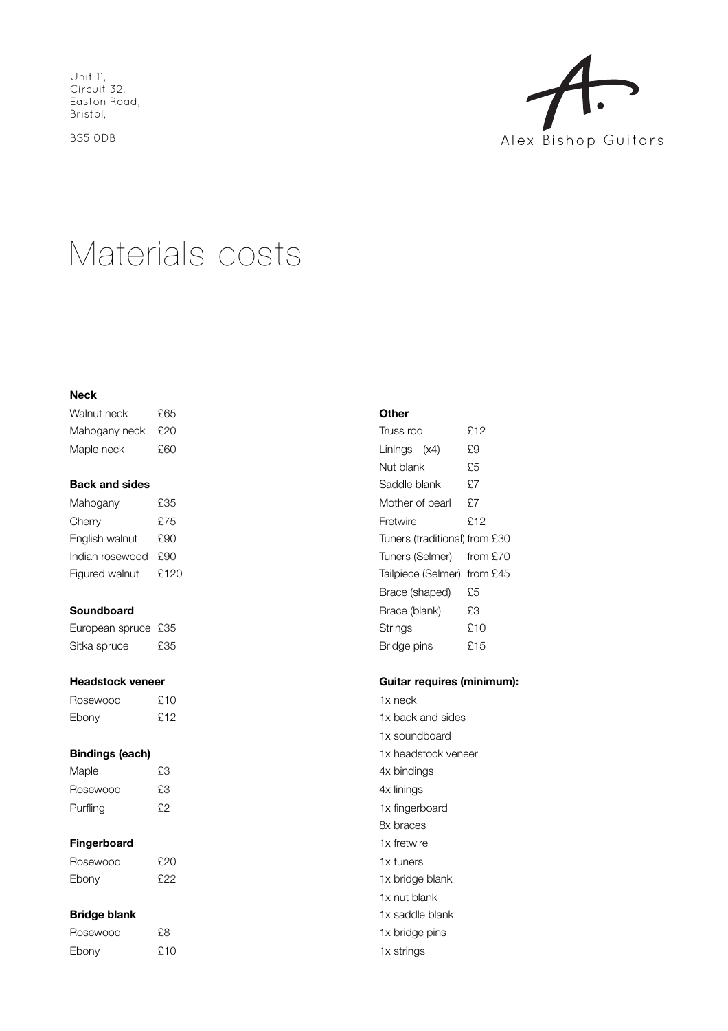Unit 11,
Circuit 32,
Easton Road,
Bristol,

BS5 0DB

Alex Bishop Guitars

# Materials costs

**Neck**

| | |
|---|---|
| Walnut neck | £65 |
| Mahogany neck | £20 |
| Maple neck | £60 |

**Back and sides**

| | |
|---|---|
| Mahogany | £35 |
| Cherry | £75 |
| English walnut | £90 |
| Indian rosewood | £90 |
| Figured walnut | £120 |

**Soundboard**

| | |
|---|---|
| European spruce | £35 |
| Sitka spruce | £35 |

**Headstock veneer**

| | |
|---|---|
| Rosewood | £10 |
| Ebony | £12 |

**Bindings (each)**

| | |
|---|---|
| Maple | £3 |
| Rosewood | £3 |
| Purfling | £2 |

**Fingerboard**

| | |
|---|---|
| Rosewood | £20 |
| Ebony | £22 |

**Bridge blank**

| | |
|---|---|
| Rosewood | £8 |
| Ebony | £10 |

**Other**

| | |
|---|---|
| Truss rod | £12 |
| Linings (x4) | £9 |
| Nut blank | £5 |
| Saddle blank | £7 |
| Mother of pearl | £7 |
| Fretwire | £12 |
| Tuners (traditional) | from £30 |
| Tuners (Selmer) | from £70 |
| Tailpiece (Selmer) | from £45 |
| Brace (shaped) | £5 |
| Brace (blank) | £3 |
| Strings | £10 |
| Bridge pins | £15 |

**Guitar requires (minimum):**

1x neck
1x back and sides
1x soundboard
1x headstock veneer
4x bindings
4x linings
1x fingerboard
8x braces
1x fretwire
1x tuners
1x bridge blank
1x nut blank
1x saddle blank
1x bridge pins
1x strings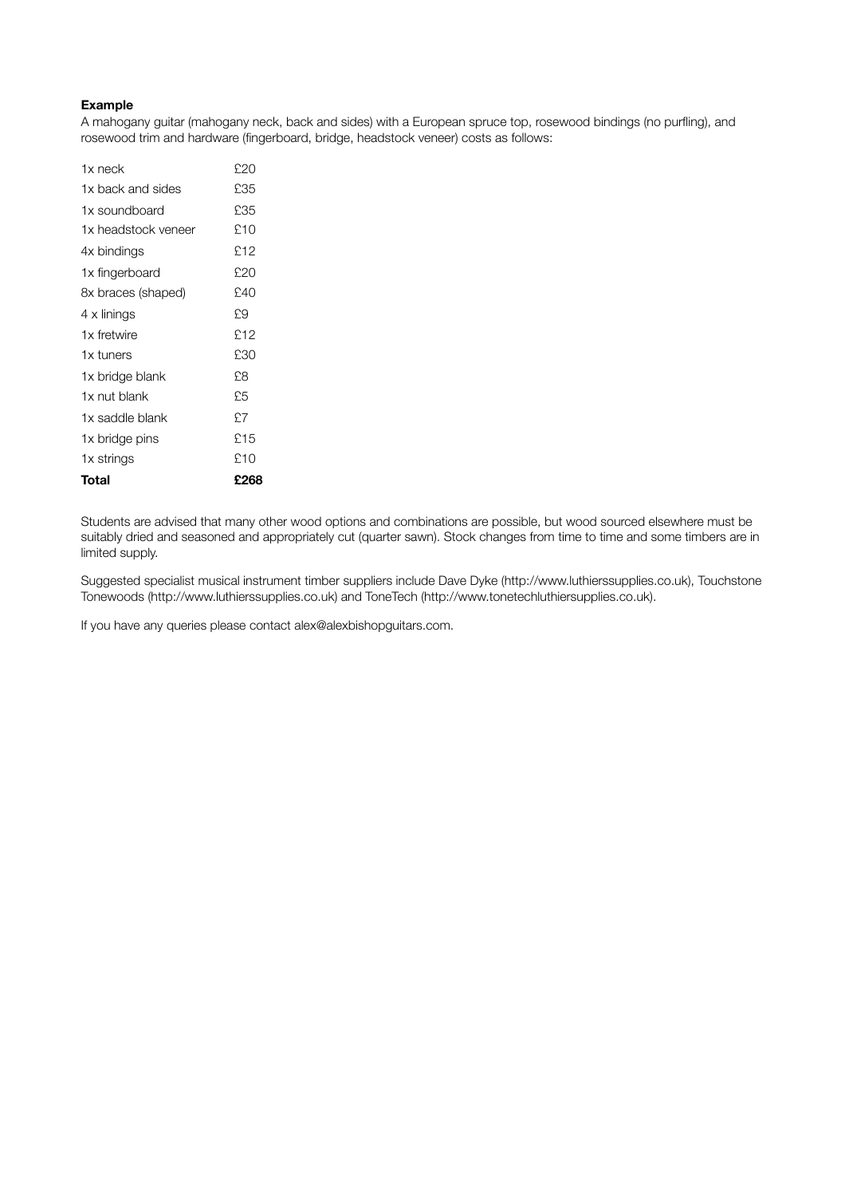**Example**

A mahogany guitar (mahogany neck, back and sides) with a European spruce top, rosewood bindings (no purfling), and rosewood trim and hardware (fingerboard, bridge, headstock veneer) costs as follows:

| | |
|---|---|
| 1x neck | £20 |
| 1x back and sides | £35 |
| 1x soundboard | £35 |
| 1x headstock veneer | £10 |
| 4x bindings | £12 |
| 1x fingerboard | £20 |
| 8x braces (shaped) | £40 |
| 4 x linings | £9 |
| 1x fretwire | £12 |
| 1x tuners | £30 |
| 1x bridge blank | £8 |
| 1x nut blank | £5 |
| 1x saddle blank | £7 |
| 1x bridge pins | £15 |
| 1x strings | £10 |
| **Total** | **£268** |

Students are advised that many other wood options and combinations are possible, but wood sourced elsewhere must be suitably dried and seasoned and appropriately cut (quarter sawn). Stock changes from time to time and some timbers are in limited supply.

Suggested specialist musical instrument timber suppliers include Dave Dyke (http://www.luthierssupplies.co.uk), Touchstone Tonewoods (http://www.luthierssupplies.co.uk) and ToneTech (http://www.tonetechluthiersupplies.co.uk).

If you have any queries please contact alex@alexbishopguitars.com.